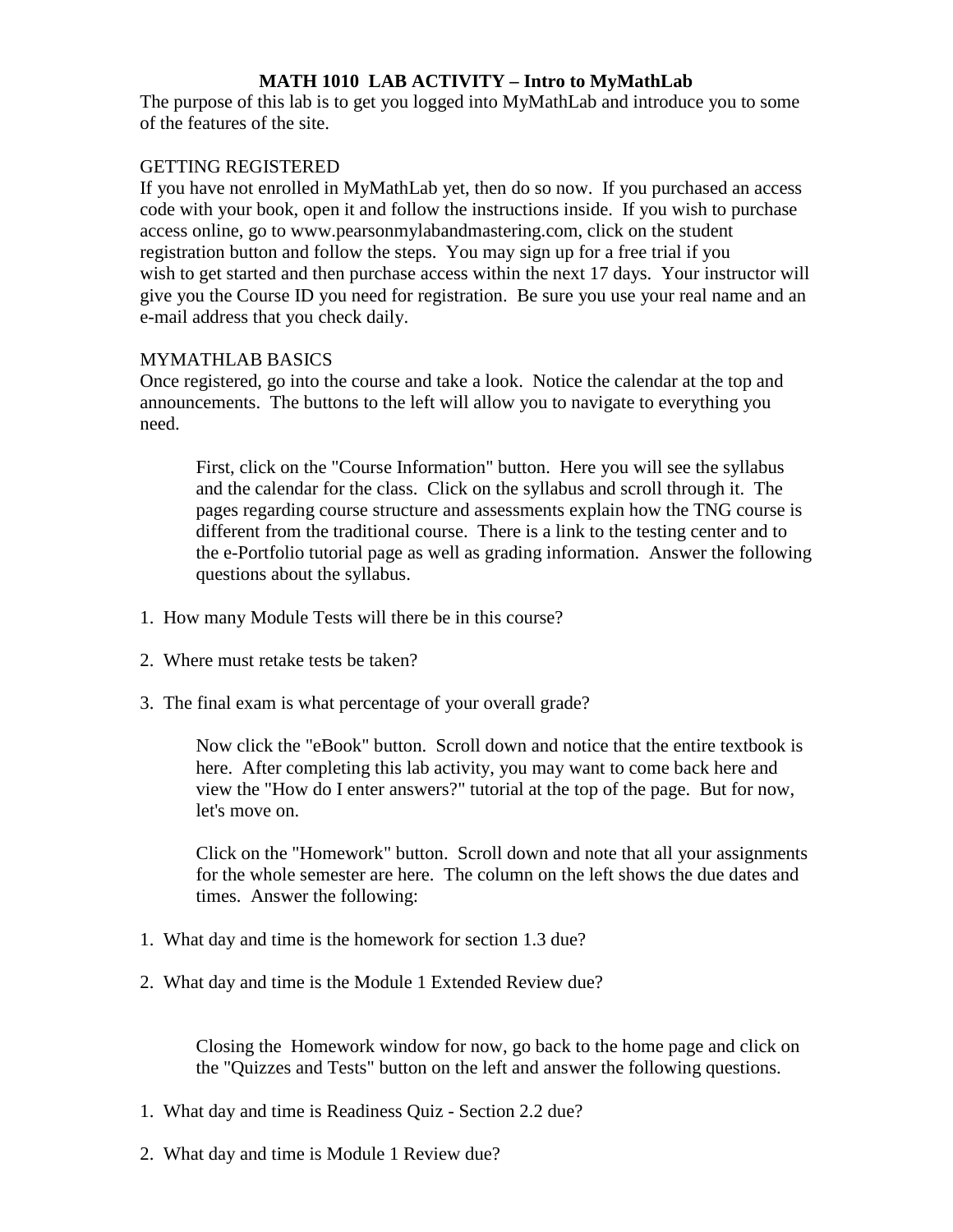# MATH 1010 LAB ACTIVITY – Intro to MyMathLab

The purpose of this lab is to get you logged into MyMathLab and introduce you to some of the features of the site.

## GETTING REGISTERED

If you have not enrolled in MyMathLab yet, then do so now. If you purchased an access code with your book, open it and follow the instructions inside. If you wish to purchase access online, go to www.pearsonmylabandmastering.com, click on the student registration button and follow the steps. You may sign up for a free trial if you wish to get started and then purchase access within the next 17 days. Your instructor will give you the Course ID you need for registration. Be sure you use your real name and an e-mail address that you check daily.

## MYMATHLAB BASICS

Once registered, go into the course and take a look. Notice the calendar at the top and announcements. The buttons to the left will allow you to navigate to everything you need.

> First, click on the "Course Information" button. Here you will see the syllabus and the calendar for the class. Click on the syllabus and scroll through it. The pages regarding course structure and assessments explain how the TNG course is different from the traditional course. There is a link to the testing center and to the e-Portfolio tutorial page as well as grading information. Answer the following questions about the syllabus.

1. How many Module Tests will there be in this course?
2. Where must retake tests be taken?
3. The final exam is what percentage of your overall grade?

> Now click the "eBook" button. Scroll down and notice that the entire textbook is here. After completing this lab activity, you may want to come back here and view the "How do I enter answers?" tutorial at the top of the page. But for now, let's move on.

> Click on the "Homework" button. Scroll down and note that all your assignments for the whole semester are here. The column on the left shows the due dates and times. Answer the following:

1. What day and time is the homework for section 1.3 due?
2. What day and time is the Module 1 Extended Review due?

> Closing the Homework window for now, go back to the home page and click on the "Quizzes and Tests" button on the left and answer the following questions.

1. What day and time is Readiness Quiz - Section 2.2 due?
2. What day and time is Module 1 Review due?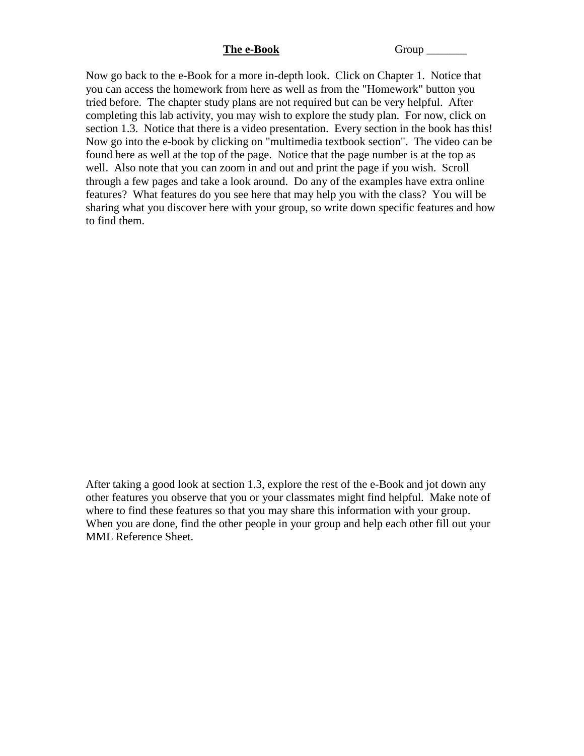**The e-Book** Group _______

Now go back to the e-Book for a more in-depth look. Click on Chapter 1. Notice that you can access the homework from here as well as from the "Homework" button you tried before. The chapter study plans are not required but can be very helpful. After completing this lab activity, you may wish to explore the study plan. For now, click on section 1.3. Notice that there is a video presentation. Every section in the book has this! Now go into the e-book by clicking on "multimedia textbook section". The video can be found here as well at the top of the page. Notice that the page number is at the top as well. Also note that you can zoom in and out and print the page if you wish. Scroll through a few pages and take a look around. Do any of the examples have extra online features? What features do you see here that may help you with the class? You will be sharing what you discover here with your group, so write down specific features and how to find them.

After taking a good look at section 1.3, explore the rest of the e-Book and jot down any other features you observe that you or your classmates might find helpful. Make note of where to find these features so that you may share this information with your group. When you are done, find the other people in your group and help each other fill out your MML Reference Sheet.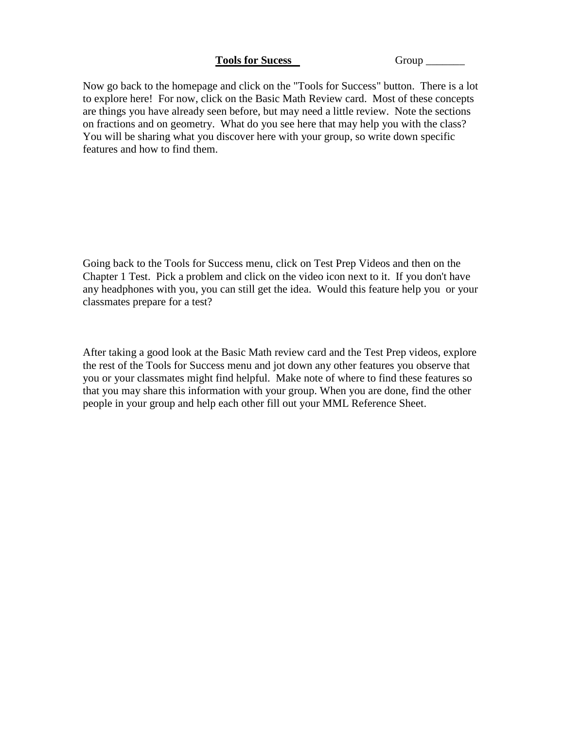**Tools for Sucess** Group _______

Now go back to the homepage and click on the "Tools for Success" button. There is a lot to explore here! For now, click on the Basic Math Review card. Most of these concepts are things you have already seen before, but may need a little review. Note the sections on fractions and on geometry. What do you see here that may help you with the class? You will be sharing what you discover here with your group, so write down specific features and how to find them.

Going back to the Tools for Success menu, click on Test Prep Videos and then on the Chapter 1 Test. Pick a problem and click on the video icon next to it. If you don't have any headphones with you, you can still get the idea. Would this feature help you or your classmates prepare for a test?

After taking a good look at the Basic Math review card and the Test Prep videos, explore the rest of the Tools for Success menu and jot down any other features you observe that you or your classmates might find helpful. Make note of where to find these features so that you may share this information with your group. When you are done, find the other people in your group and help each other fill out your MML Reference Sheet.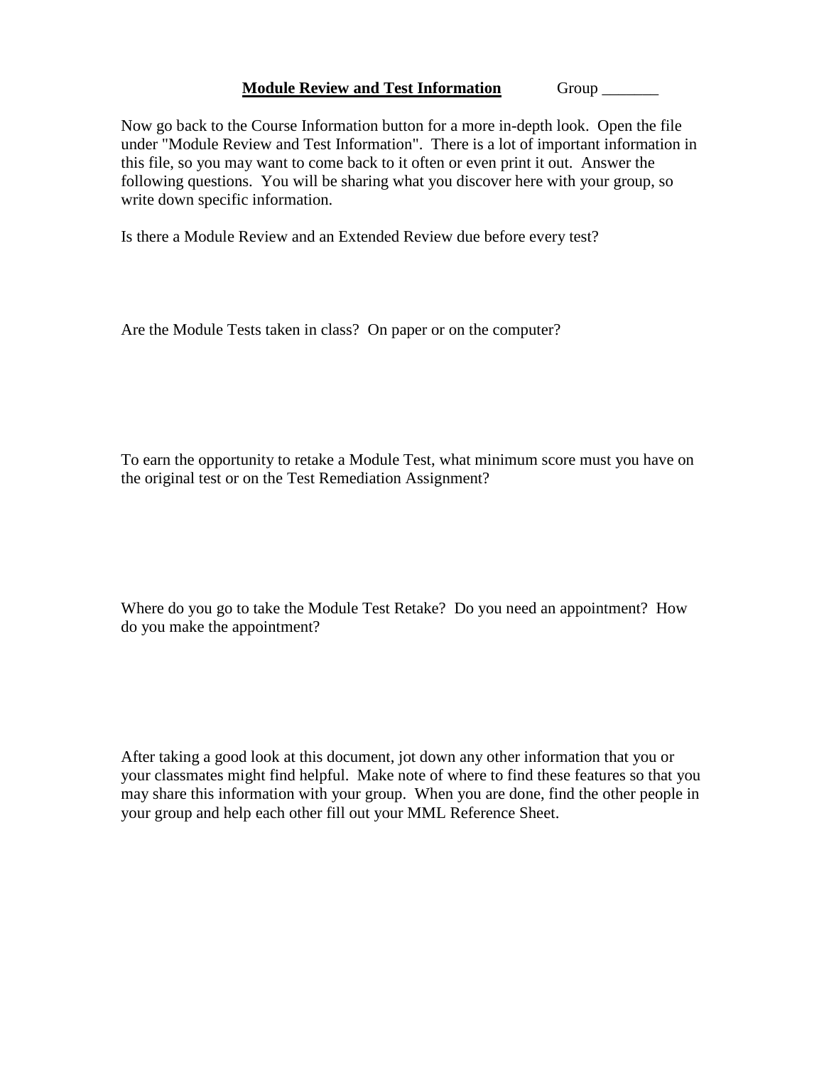**Module Review and Test Information** Group _______

Now go back to the Course Information button for a more in-depth look. Open the file under "Module Review and Test Information". There is a lot of important information in this file, so you may want to come back to it often or even print it out. Answer the following questions. You will be sharing what you discover here with your group, so write down specific information.

Is there a Module Review and an Extended Review due before every test?

Are the Module Tests taken in class? On paper or on the computer?

To earn the opportunity to retake a Module Test, what minimum score must you have on the original test or on the Test Remediation Assignment?

Where do you go to take the Module Test Retake? Do you need an appointment? How do you make the appointment?

After taking a good look at this document, jot down any other information that you or your classmates might find helpful. Make note of where to find these features so that you may share this information with your group. When you are done, find the other people in your group and help each other fill out your MML Reference Sheet.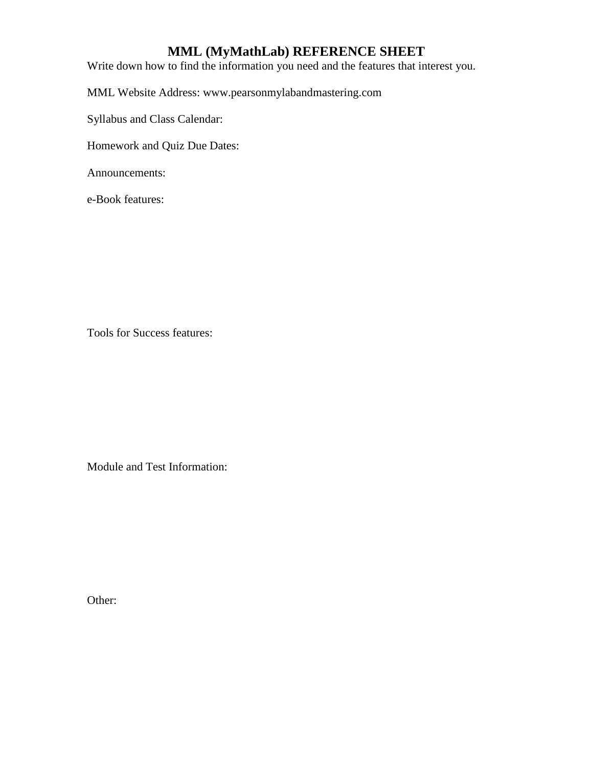# MML (MyMathLab) REFERENCE SHEET

Write down how to find the information you need and the features that interest you.

MML Website Address: www.pearsonmylabandmastering.com

Syllabus and Class Calendar:

Homework and Quiz Due Dates:

Announcements:

e-Book features:

Tools for Success features:

Module and Test Information:

Other: